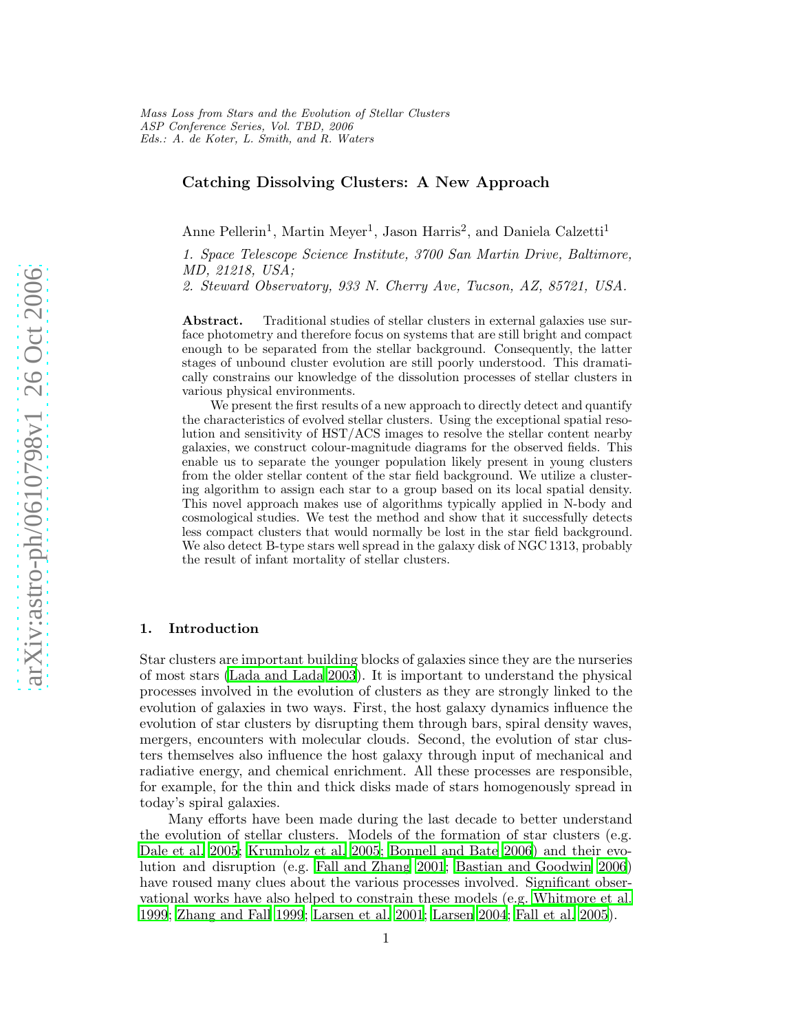*Mass Loss from Stars and the Evolution of Stellar Clusters*
*ASP Conference Series, Vol. TBD, 2006*
*Eds.: A. de Koter, L. Smith, and R. Waters*

# Catching Dissolving Clusters: A New Approach

Anne Pellerin[1], Martin Meyer[1], Jason Harris[2], and Daniela Calzetti[1]

*1. Space Telescope Science Institute, 3700 San Martin Drive, Baltimore, MD, 21218, USA;*
*2. Steward Observatory, 933 N. Cherry Ave, Tucson, AZ, 85721, USA.*

**Abstract.** Traditional studies of stellar clusters in external galaxies use surface photometry and therefore focus on systems that are still bright and compact enough to be separated from the stellar background. Consequently, the latter stages of unbound cluster evolution are still poorly understood. This dramatically constrains our knowledge of the dissolution processes of stellar clusters in various physical environments.

We present the first results of a new approach to directly detect and quantify the characteristics of evolved stellar clusters. Using the exceptional spatial resolution and sensitivity of HST/ACS images to resolve the stellar content nearby galaxies, we construct colour-magnitude diagrams for the observed fields. This enable us to separate the younger population likely present in young clusters from the older stellar content of the star field background. We utilize a clustering algorithm to assign each star to a group based on its local spatial density. This novel approach makes use of algorithms typically applied in N-body and cosmological studies. We test the method and show that it successfully detects less compact clusters that would normally be lost in the star field background. We also detect B-type stars well spread in the galaxy disk of NGC 1313, probably the result of infant mortality of stellar clusters.

## 1. Introduction

Star clusters are important building blocks of galaxies since they are the nurseries of most stars (Lada and Lada 2003). It is important to understand the physical processes involved in the evolution of clusters as they are strongly linked to the evolution of galaxies in two ways. First, the host galaxy dynamics influence the evolution of star clusters by disrupting them through bars, spiral density waves, mergers, encounters with molecular clouds. Second, the evolution of star clusters themselves also influence the host galaxy through input of mechanical and radiative energy, and chemical enrichment. All these processes are responsible, for example, for the thin and thick disks made of stars homogenously spread in today's spiral galaxies.

Many efforts have been made during the last decade to better understand the evolution of stellar clusters. Models of the formation of star clusters (e.g. Dale et al. 2005; Krumholz et al. 2005; Bonnell and Bate 2006) and their evolution and disruption (e.g. Fall and Zhang 2001; Bastian and Goodwin 2006) have roused many clues about the various processes involved. Significant observational works have also helped to constrain these models (e.g. Whitmore et al. 1999; Zhang and Fall 1999; Larsen et al. 2001; Larsen 2004; Fall et al. 2005).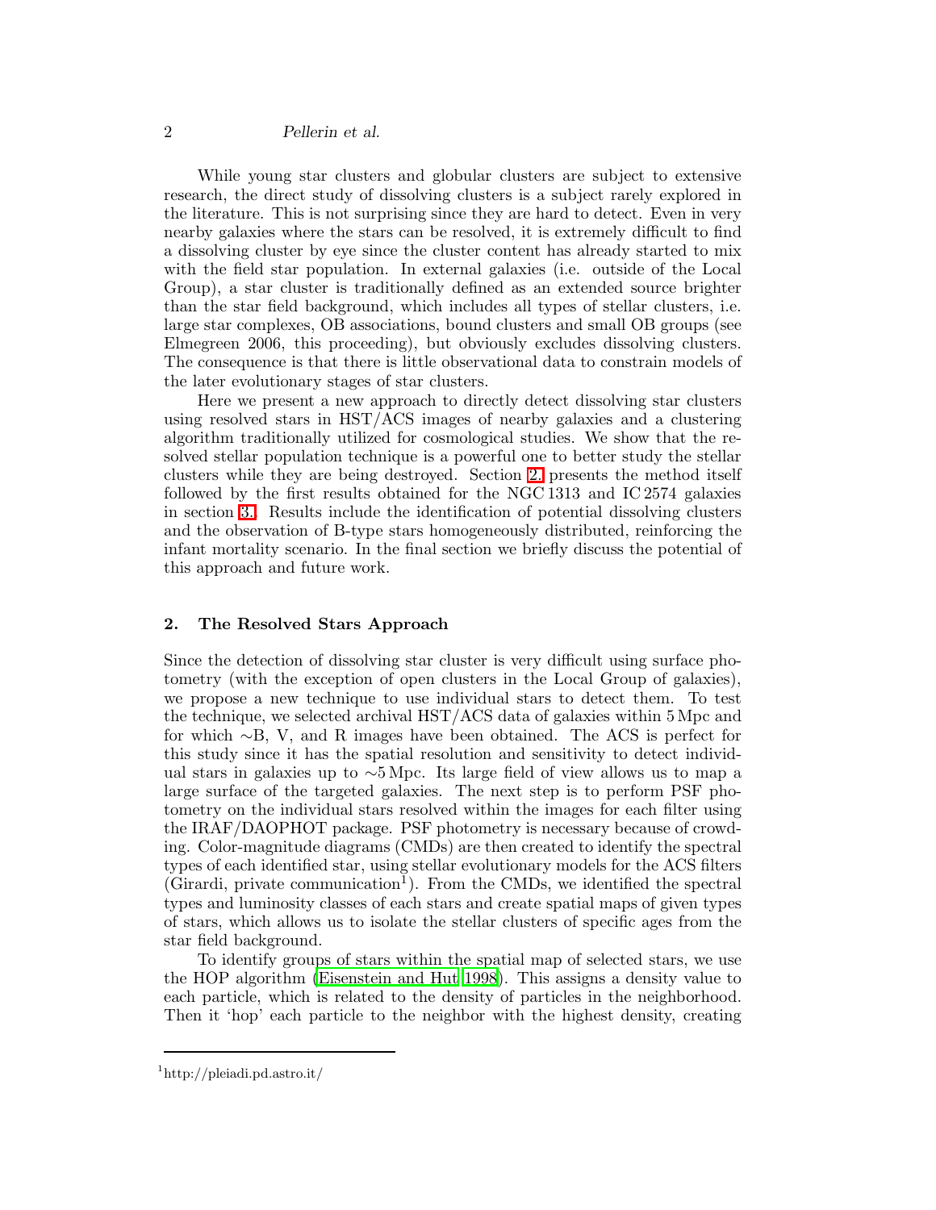While young star clusters and globular clusters are subject to extensive research, the direct study of dissolving clusters is a subject rarely explored in the literature. This is not surprising since they are hard to detect. Even in very nearby galaxies where the stars can be resolved, it is extremely difficult to find a dissolving cluster by eye since the cluster content has already started to mix with the field star population. In external galaxies (i.e. outside of the Local Group), a star cluster is traditionally defined as an extended source brighter than the star field background, which includes all types of stellar clusters, i.e. large star complexes, OB associations, bound clusters and small OB groups (see Elmegreen 2006, this proceeding), but obviously excludes dissolving clusters. The consequence is that there is little observational data to constrain models of the later evolutionary stages of star clusters.

Here we present a new approach to directly detect dissolving star clusters using resolved stars in HST/ACS images of nearby galaxies and a clustering algorithm traditionally utilized for cosmological studies. We show that the resolved stellar population technique is a powerful one to better study the stellar clusters while they are being destroyed. Section 2. presents the method itself followed by the first results obtained for the NGC 1313 and IC 2574 galaxies in section 3. Results include the identification of potential dissolving clusters and the observation of B-type stars homogeneously distributed, reinforcing the infant mortality scenario. In the final section we briefly discuss the potential of this approach and future work.

## 2. The Resolved Stars Approach

Since the detection of dissolving star cluster is very difficult using surface photometry (with the exception of open clusters in the Local Group of galaxies), we propose a new technique to use individual stars to detect them. To test the technique, we selected archival HST/ACS data of galaxies within 5 Mpc and for which ∼B, V, and R images have been obtained. The ACS is perfect for this study since it has the spatial resolution and sensitivity to detect individual stars in galaxies up to ∼5 Mpc. Its large field of view allows us to map a large surface of the targeted galaxies. The next step is to perform PSF photometry on the individual stars resolved within the images for each filter using the IRAF/DAOPHOT package. PSF photometry is necessary because of crowding. Color-magnitude diagrams (CMDs) are then created to identify the spectral types of each identified star, using stellar evolutionary models for the ACS filters (Girardi, private communication[1]). From the CMDs, we identified the spectral types and luminosity classes of each stars and create spatial maps of given types of stars, which allows us to isolate the stellar clusters of specific ages from the star field background.

To identify groups of stars within the spatial map of selected stars, we use the HOP algorithm (Eisenstein and Hut 1998). This assigns a density value to each particle, which is related to the density of particles in the neighborhood. Then it 'hop' each particle to the neighbor with the highest density, creating

[1] http://pleiadi.pd.astro.it/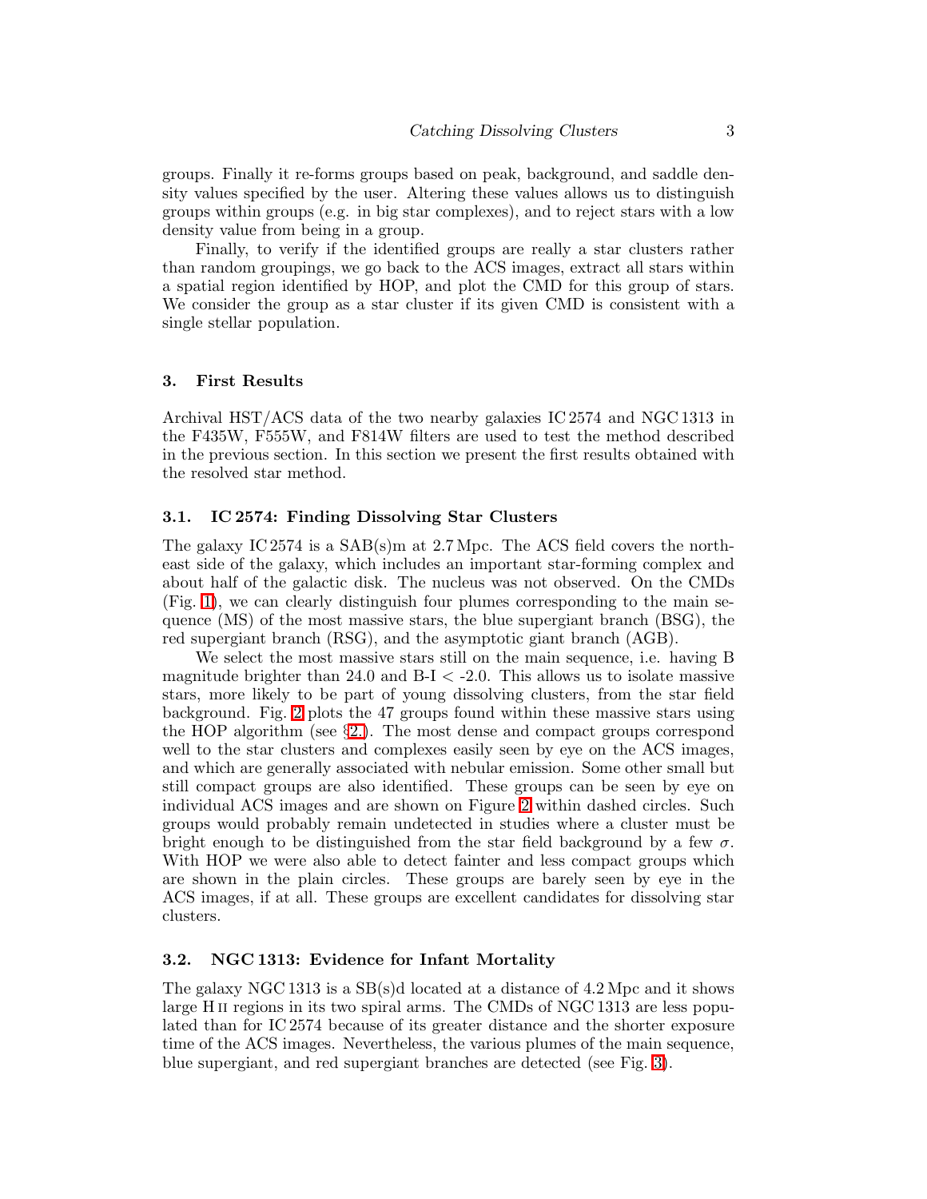groups. Finally it re-forms groups based on peak, background, and saddle density values specified by the user. Altering these values allows us to distinguish groups within groups (e.g. in big star complexes), and to reject stars with a low density value from being in a group.

Finally, to verify if the identified groups are really a star clusters rather than random groupings, we go back to the ACS images, extract all stars within a spatial region identified by HOP, and plot the CMD for this group of stars. We consider the group as a star cluster if its given CMD is consistent with a single stellar population.

## 3. First Results

Archival HST/ACS data of the two nearby galaxies IC 2574 and NGC 1313 in the F435W, F555W, and F814W filters are used to test the method described in the previous section. In this section we present the first results obtained with the resolved star method.

### 3.1. IC 2574: Finding Dissolving Star Clusters

The galaxy IC 2574 is a SAB(s)m at 2.7 Mpc. The ACS field covers the north-east side of the galaxy, which includes an important star-forming complex and about half of the galactic disk. The nucleus was not observed. On the CMDs (Fig. 1), we can clearly distinguish four plumes corresponding to the main sequence (MS) of the most massive stars, the blue supergiant branch (BSG), the red supergiant branch (RSG), and the asymptotic giant branch (AGB).

We select the most massive stars still on the main sequence, i.e. having B magnitude brighter than 24.0 and B-I < -2.0. This allows us to isolate massive stars, more likely to be part of young dissolving clusters, from the star field background. Fig. 2 plots the 47 groups found within these massive stars using the HOP algorithm (see §2.). The most dense and compact groups correspond well to the star clusters and complexes easily seen by eye on the ACS images, and which are generally associated with nebular emission. Some other small but still compact groups are also identified. These groups can be seen by eye on individual ACS images and are shown on Figure 2 within dashed circles. Such groups would probably remain undetected in studies where a cluster must be bright enough to be distinguished from the star field background by a few $\sigma$. With HOP we were also able to detect fainter and less compact groups which are shown in the plain circles. These groups are barely seen by eye in the ACS images, if at all. These groups are excellent candidates for dissolving star clusters.

### 3.2. NGC 1313: Evidence for Infant Mortality

The galaxy NGC 1313 is a SB(s)d located at a distance of 4.2 Mpc and it shows large H II regions in its two spiral arms. The CMDs of NGC 1313 are less populated than for IC 2574 because of its greater distance and the shorter exposure time of the ACS images. Nevertheless, the various plumes of the main sequence, blue supergiant, and red supergiant branches are detected (see Fig. 3).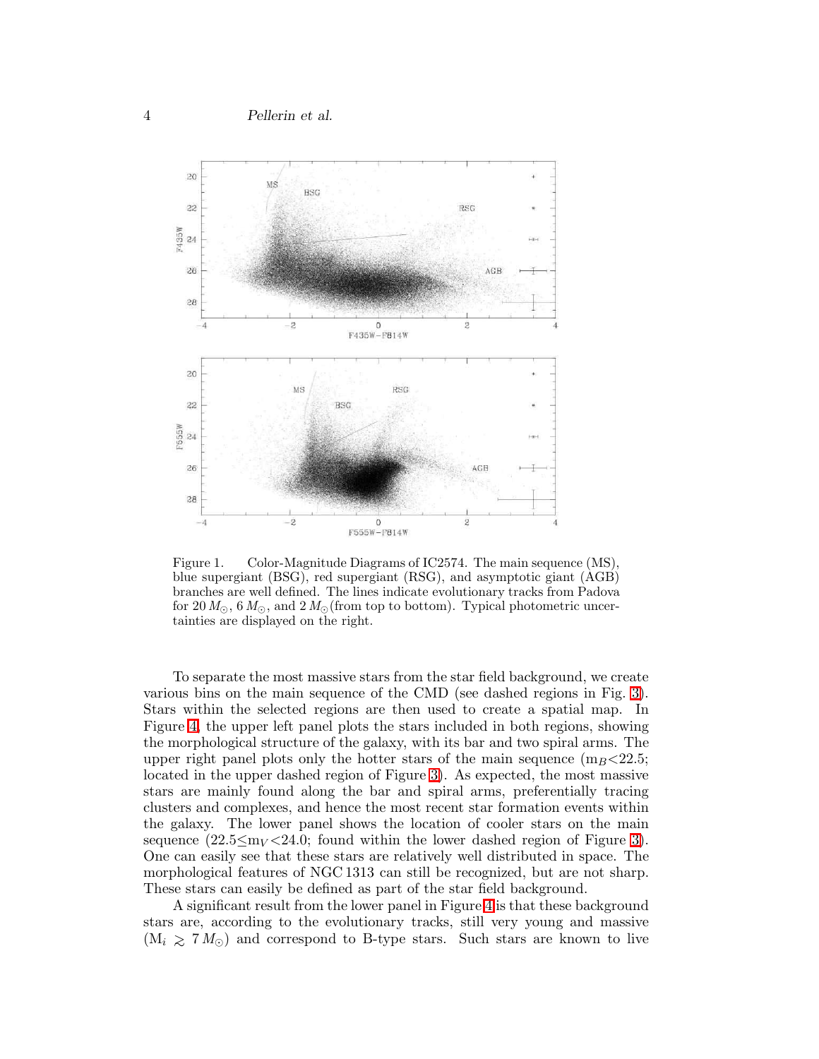Figure 1. Color-Magnitude Diagrams of IC2574. The main sequence (MS), blue supergiant (BSG), red supergiant (RSG), and asymptotic giant (AGB) branches are well defined. The lines indicate evolutionary tracks from Padova for 20 $M_{\odot}$, 6 $M_{\odot}$, and 2 $M_{\odot}$(from top to bottom). Typical photometric uncertainties are displayed on the right.

To separate the most massive stars from the star field background, we create various bins on the main sequence of the CMD (see dashed regions in Fig. 3). Stars within the selected regions are then used to create a spatial map. In Figure 4, the upper left panel plots the stars included in both regions, showing the morphological structure of the galaxy, with its bar and two spiral arms. The upper right panel plots only the hotter stars of the main sequence ($m_B$<22.5; located in the upper dashed region of Figure 3). As expected, the most massive stars are mainly found along the bar and spiral arms, preferentially tracing clusters and complexes, and hence the most recent star formation events within the galaxy. The lower panel shows the location of cooler stars on the main sequence (22.5$\leq m_V$<24.0; found within the lower dashed region of Figure 3). One can easily see that these stars are relatively well distributed in space. The morphological features of NGC 1313 can still be recognized, but are not sharp. These stars can easily be defined as part of the star field background.

A significant result from the lower panel in Figure 4 is that these background stars are, according to the evolutionary tracks, still very young and massive ($M_i \gtrsim 7\,M_{\odot}$) and correspond to B-type stars. Such stars are known to live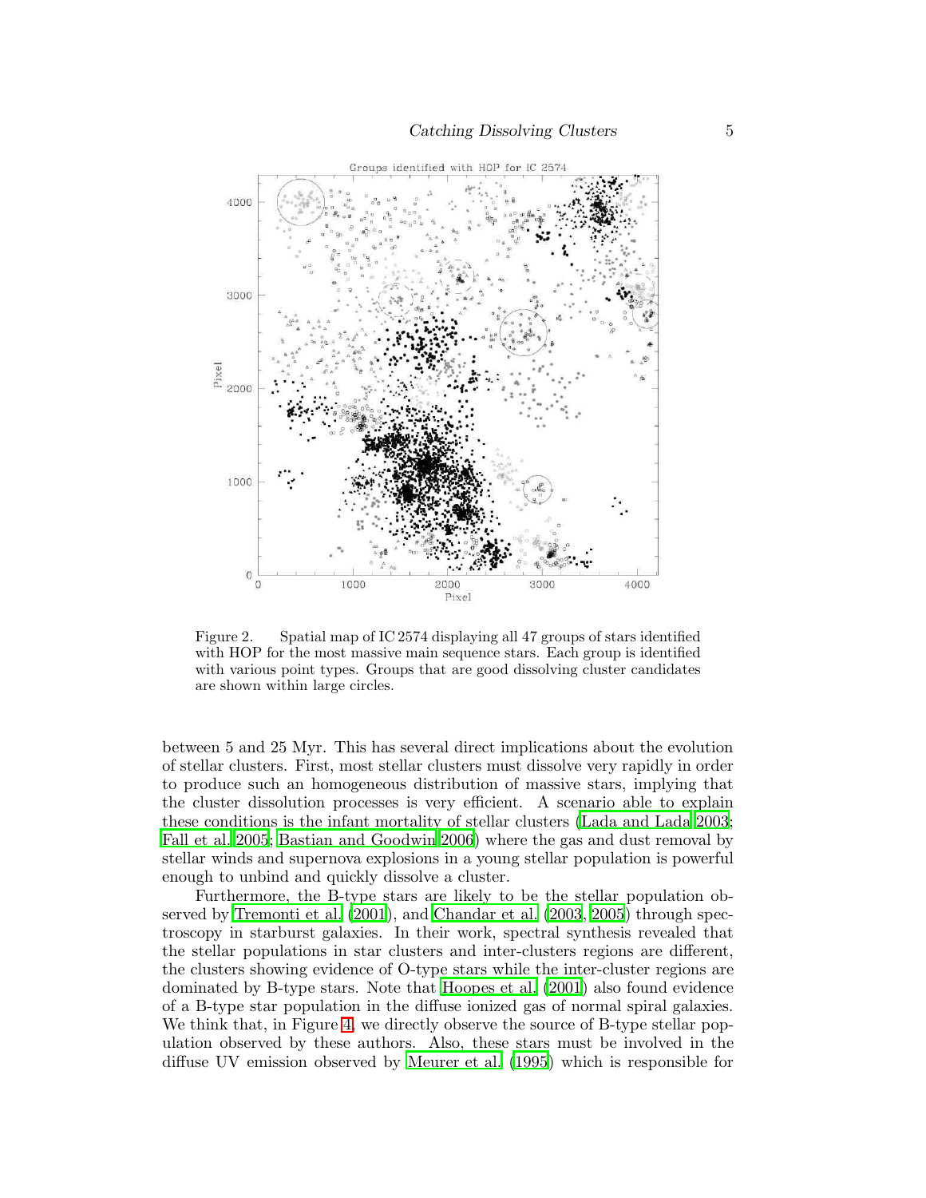Figure 2. Spatial map of IC 2574 displaying all 47 groups of stars identified with HOP for the most massive main sequence stars. Each group is identified with various point types. Groups that are good dissolving cluster candidates are shown within large circles.

between 5 and 25 Myr. This has several direct implications about the evolution of stellar clusters. First, most stellar clusters must dissolve very rapidly in order to produce such an homogeneous distribution of massive stars, implying that the cluster dissolution processes is very efficient. A scenario able to explain these conditions is the infant mortality of stellar clusters (Lada and Lada 2003; Fall et al. 2005; Bastian and Goodwin 2006) where the gas and dust removal by stellar winds and supernova explosions in a young stellar population is powerful enough to unbind and quickly dissolve a cluster.

Furthermore, the B-type stars are likely to be the stellar population observed by Tremonti et al. (2001), and Chandar et al. (2003, 2005) through spectroscopy in starburst galaxies. In their work, spectral synthesis revealed that the stellar populations in star clusters and inter-clusters regions are different, the clusters showing evidence of O-type stars while the inter-cluster regions are dominated by B-type stars. Note that Hoopes et al. (2001) also found evidence of a B-type star population in the diffuse ionized gas of normal spiral galaxies. We think that, in Figure 4, we directly observe the source of B-type stellar population observed by these authors. Also, these stars must be involved in the diffuse UV emission observed by Meurer et al. (1995) which is responsible for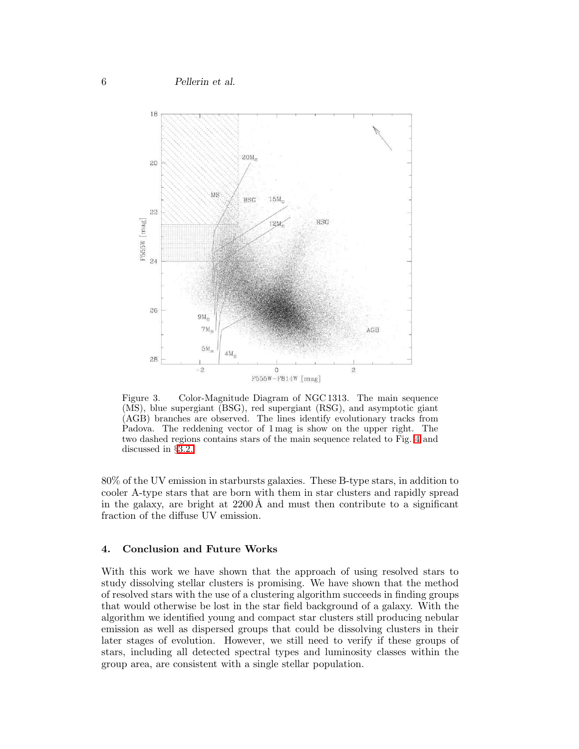Figure 3. Color-Magnitude Diagram of NGC 1313. The main sequence (MS), blue supergiant (BSG), red supergiant (RSG), and asymptotic giant (AGB) branches are observed. The lines identify evolutionary tracks from Padova. The reddening vector of 1 mag is show on the upper right. The two dashed regions contains stars of the main sequence related to Fig. 4 and discussed in §3.2.

80% of the UV emission in starbursts galaxies. These B-type stars, in addition to cooler A-type stars that are born with them in star clusters and rapidly spread in the galaxy, are bright at 2200 Å and must then contribute to a significant fraction of the diffuse UV emission.

## 4. Conclusion and Future Works

With this work we have shown that the approach of using resolved stars to study dissolving stellar clusters is promising. We have shown that the method of resolved stars with the use of a clustering algorithm succeeds in finding groups that would otherwise be lost in the star field background of a galaxy. With the algorithm we identified young and compact star clusters still producing nebular emission as well as dispersed groups that could be dissolving clusters in their later stages of evolution. However, we still need to verify if these groups of stars, including all detected spectral types and luminosity classes within the group area, are consistent with a single stellar population.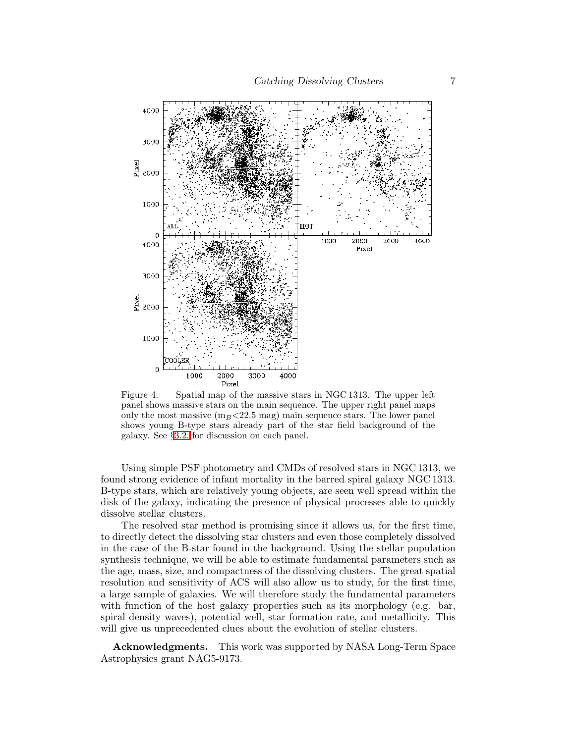Figure 4. Spatial map of the massive stars in NGC 1313. The upper left panel shows massive stars on the main sequence. The upper right panel maps only the most massive ($m_B$<22.5 mag) main sequence stars. The lower panel shows young B-type stars already part of the star field background of the galaxy. See §3.2. for discussion on each panel.

Using simple PSF photometry and CMDs of resolved stars in NGC 1313, we found strong evidence of infant mortality in the barred spiral galaxy NGC 1313. B-type stars, which are relatively young objects, are seen well spread within the disk of the galaxy, indicating the presence of physical processes able to quickly dissolve stellar clusters.

The resolved star method is promising since it allows us, for the first time, to directly detect the dissolving star clusters and even those completely dissolved in the case of the B-star found in the background. Using the stellar population synthesis technique, we will be able to estimate fundamental parameters such as the age, mass, size, and compactness of the dissolving clusters. The great spatial resolution and sensitivity of ACS will also allow us to study, for the first time, a large sample of galaxies. We will therefore study the fundamental parameters with function of the host galaxy properties such as its morphology (e.g. bar, spiral density waves), potential well, star formation rate, and metallicity. This will give us unprecedented clues about the evolution of stellar clusters.

**Acknowledgments.** This work was supported by NASA Long-Term Space Astrophysics grant NAG5-9173.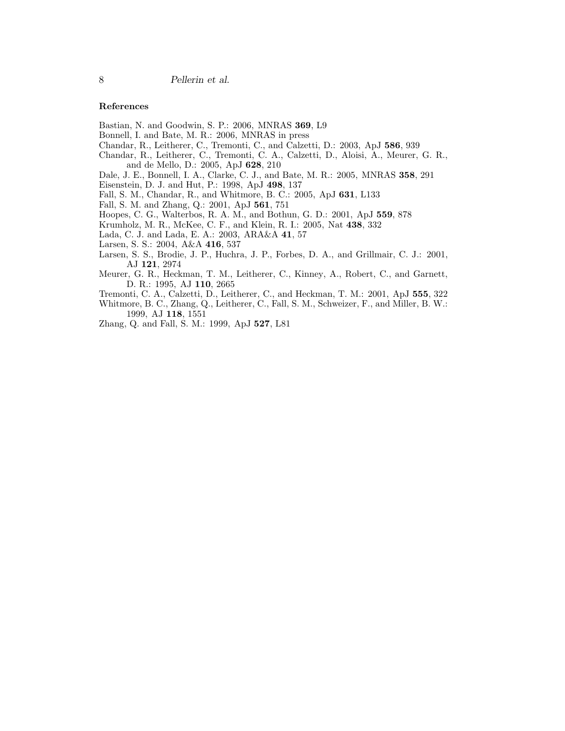### References

Bastian, N. and Goodwin, S. P.: 2006, MNRAS **369**, L9

Bonnell, I. and Bate, M. R.: 2006, MNRAS in press

Chandar, R., Leitherer, C., Tremonti, C., and Calzetti, D.: 2003, ApJ **586**, 939

Chandar, R., Leitherer, C., Tremonti, C. A., Calzetti, D., Aloisi, A., Meurer, G. R., and de Mello, D.: 2005, ApJ **628**, 210

Dale, J. E., Bonnell, I. A., Clarke, C. J., and Bate, M. R.: 2005, MNRAS **358**, 291

Eisenstein, D. J. and Hut, P.: 1998, ApJ **498**, 137

Fall, S. M., Chandar, R., and Whitmore, B. C.: 2005, ApJ **631**, L133

Fall, S. M. and Zhang, Q.: 2001, ApJ **561**, 751

Hoopes, C. G., Walterbos, R. A. M., and Bothun, G. D.: 2001, ApJ **559**, 878

Krumholz, M. R., McKee, C. F., and Klein, R. I.: 2005, Nat **438**, 332

Lada, C. J. and Lada, E. A.: 2003, ARA&A **41**, 57

Larsen, S. S.: 2004, A&A **416**, 537

Larsen, S. S., Brodie, J. P., Huchra, J. P., Forbes, D. A., and Grillmair, C. J.: 2001, AJ **121**, 2974

Meurer, G. R., Heckman, T. M., Leitherer, C., Kinney, A., Robert, C., and Garnett, D. R.: 1995, AJ **110**, 2665

Tremonti, C. A., Calzetti, D., Leitherer, C., and Heckman, T. M.: 2001, ApJ **555**, 322

Whitmore, B. C., Zhang, Q., Leitherer, C., Fall, S. M., Schweizer, F., and Miller, B. W.: 1999, AJ **118**, 1551

Zhang, Q. and Fall, S. M.: 1999, ApJ **527**, L81